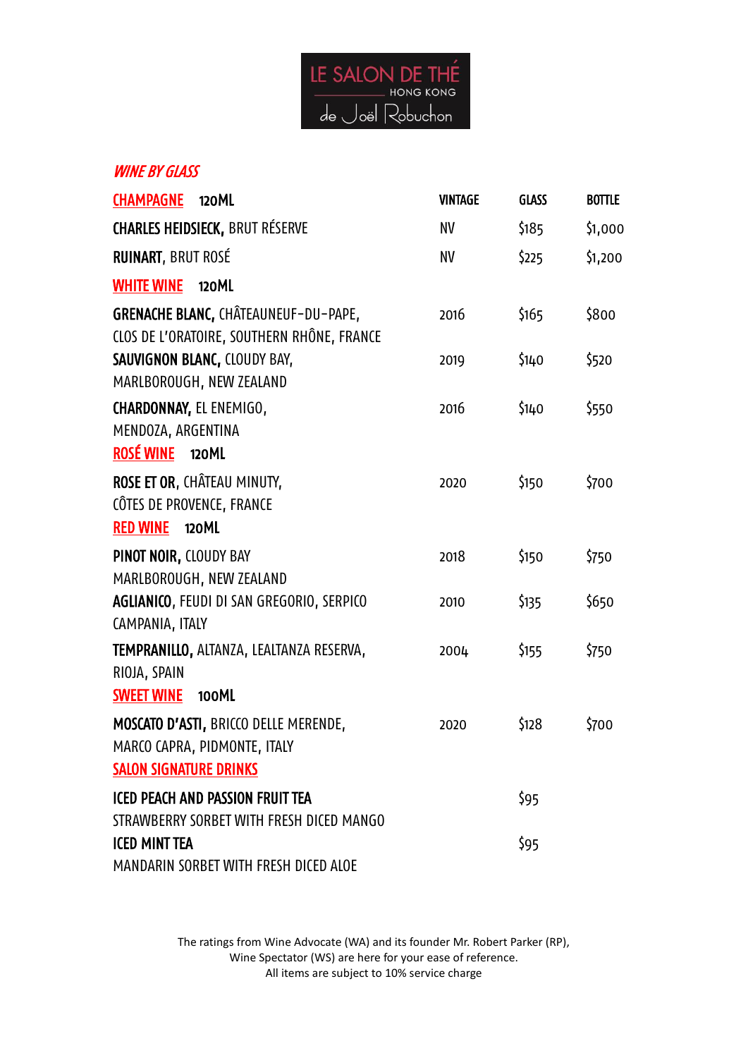# LE SALON DE THÉ

HONG KONG

de Joël Robuchon

## *WINE BY GLASS*

| CHAMPAGNE 120ML | VINTAGE | GLASS | BOTTLE |
|---|---|---|---|
| **CHARLES HEIDSIECK,** BRUT RÉSERVE | NV | $185 | $1,000 |
| **RUINART,** BRUT ROSÉ | NV | $225 | $1,200 |
| **WHITE WINE 120ML** | | | |
| **GRENACHE BLANC,** CHÂTEAUNEUF-DU-PAPE, CLOS DE L'ORATOIRE, SOUTHERN RHÔNE, FRANCE | 2016 | $165 | $800 |
| **SAUVIGNON BLANC,** CLOUDY BAY, MARLBOROUGH, NEW ZEALAND | 2019 | $140 | $520 |
| **CHARDONNAY,** EL ENEMIGO, MENDOZA, ARGENTINA | 2016 | $140 | $550 |
| **ROSÉ WINE 120ML** | | | |
| **ROSE ET OR,** CHÂTEAU MINUTY, CÔTES DE PROVENCE, FRANCE | 2020 | $150 | $700 |
| **RED WINE 120ML** | | | |
| **PINOT NOIR,** CLOUDY BAY MARLBOROUGH, NEW ZEALAND | 2018 | $150 | $750 |
| **AGLIANICO,** FEUDI DI SAN GREGORIO, SERPICO CAMPANIA, ITALY | 2010 | $135 | $650 |
| **TEMPRANILLO,** ALTANZA, LEALTANZA RESERVA, RIOJA, SPAIN | 2004 | $155 | $750 |
| **SWEET WINE 100ML** | | | |
| **MOSCATO D'ASTI,** BRICCO DELLE MERENDE, MARCO CAPRA, PIDMONTE, ITALY | 2020 | $128 | $700 |
| **SALON SIGNATURE DRINKS** | | | |
| **ICED PEACH AND PASSION FRUIT TEA** STRAWBERRY SORBET WITH FRESH DICED MANGO | | $95 | |
| **ICED MINT TEA** MANDARIN SORBET WITH FRESH DICED ALOE | | $95 | |

The ratings from Wine Advocate (WA) and its founder Mr. Robert Parker (RP), Wine Spectator (WS) are here for your ease of reference.
All items are subject to 10% service charge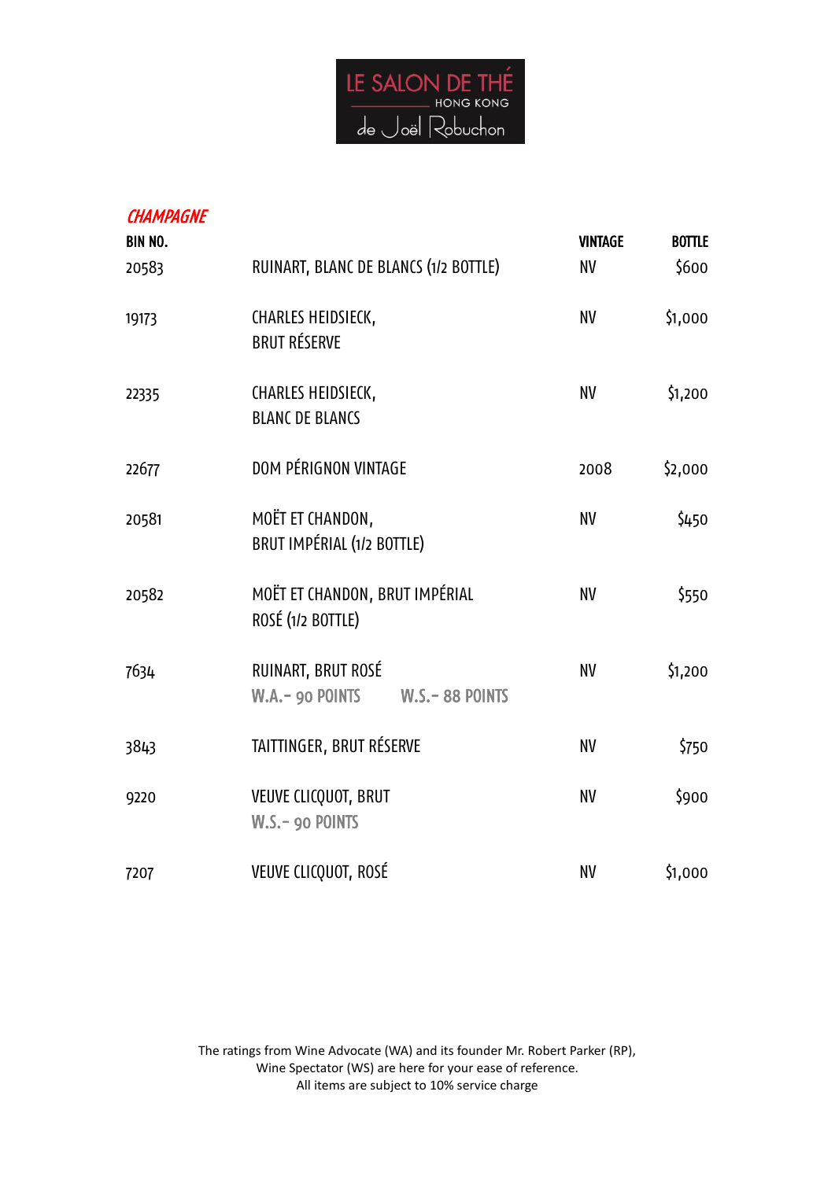# LE SALON DE THÉ

HONG KONG

de Joël Robuchon

## *CHAMPAGNE*

| BIN NO. | | VINTAGE | BOTTLE |
|---|---|---|---|
| 20583 | RUINART, BLANC DE BLANCS (1/2 BOTTLE) | NV | $600 |
| 19173 | CHARLES HEIDSIECK, BRUT RÉSERVE | NV | $1,000 |
| 22335 | CHARLES HEIDSIECK, BLANC DE BLANCS | NV | $1,200 |
| 22677 | DOM PÉRIGNON VINTAGE | 2008 | $2,000 |
| 20581 | MOËT ET CHANDON, BRUT IMPÉRIAL (1/2 BOTTLE) | NV | $450 |
| 20582 | MOËT ET CHANDON, BRUT IMPÉRIAL ROSÉ (1/2 BOTTLE) | NV | $550 |
| 7634 | RUINART, BRUT ROSÉ<br>W.A.- 90 POINTS W.S.- 88 POINTS | NV | $1,200 |
| 3843 | TAITTINGER, BRUT RÉSERVE | NV | $750 |
| 9220 | VEUVE CLICQUOT, BRUT<br>W.S.- 90 POINTS | NV | $900 |
| 7207 | VEUVE CLICQUOT, ROSÉ | NV | $1,000 |

The ratings from Wine Advocate (WA) and its founder Mr. Robert Parker (RP), Wine Spectator (WS) are here for your ease of reference.
All items are subject to 10% service charge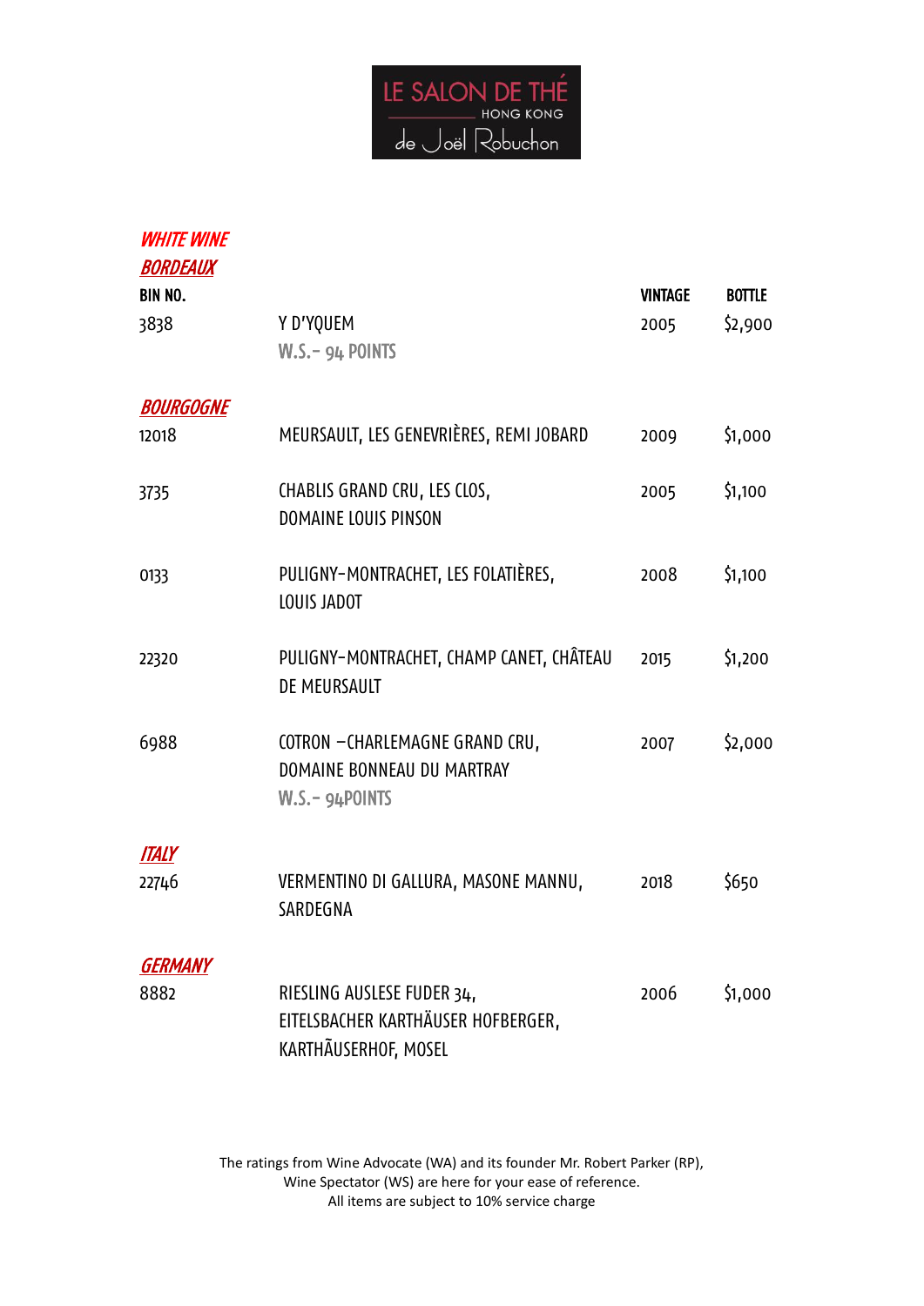LE SALON DE THÉ
HONG KONG
de Joël Robuchon

## *WHITE WINE*

### *BORDEAUX*

| BIN NO. | | VINTAGE | BOTTLE |
|---|---|---|---|
| 3838 | Y D'YQUEM<br>W.S.- 94 POINTS | 2005 | $2,900 |

### *BOURGOGNE*

| BIN NO. | | VINTAGE | BOTTLE |
|---|---|---|---|
| 12018 | MEURSAULT, LES GENEVRIÈRES, REMI JOBARD | 2009 | $1,000 |
| 3735 | CHABLIS GRAND CRU, LES CLOS, DOMAINE LOUIS PINSON | 2005 | $1,100 |
| 0133 | PULIGNY-MONTRACHET, LES FOLATIÈRES, LOUIS JADOT | 2008 | $1,100 |
| 22320 | PULIGNY-MONTRACHET, CHAMP CANET, CHÂTEAU DE MEURSAULT | 2015 | $1,200 |
| 6988 | COTRON –CHARLEMAGNE GRAND CRU, DOMAINE BONNEAU DU MARTRAY<br>W.S.- 94POINTS | 2007 | $2,000 |

### *ITALY*

| BIN NO. | | VINTAGE | BOTTLE |
|---|---|---|---|
| 22746 | VERMENTINO DI GALLURA, MASONE MANNU, SARDEGNA | 2018 | $650 |

### *GERMANY*

| BIN NO. | | VINTAGE | BOTTLE |
|---|---|---|---|
| 8882 | RIESLING AUSLESE FUDER 34, EITELSBACHER KARTHÄUSER HOFBERGER, KARTHÄUSERHOF, MOSEL | 2006 | $1,000 |

The ratings from Wine Advocate (WA) and its founder Mr. Robert Parker (RP), Wine Spectator (WS) are here for your ease of reference.
All items are subject to 10% service charge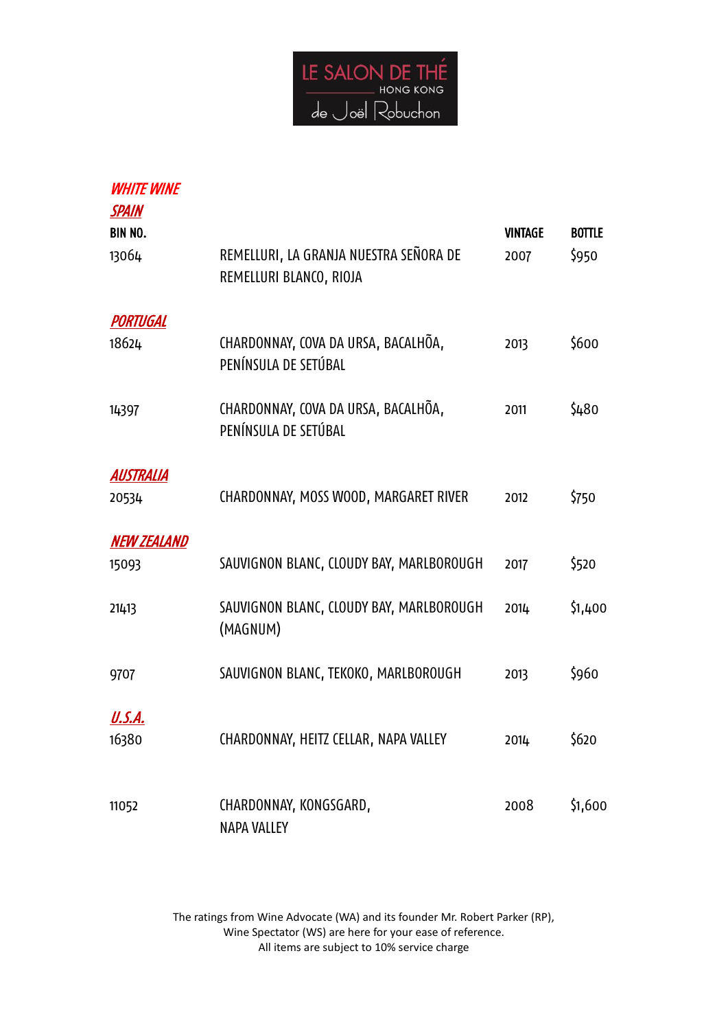LE SALON DE THÉ
HONG KONG
de Joël Robuchon

## WHITE WINE

### SPAIN

| BIN NO. | | VINTAGE | BOTTLE |
|---|---|---|---|
| 13064 | REMELLURI, LA GRANJA NUESTRA SEÑORA DE REMELLURI BLANCO, RIOJA | 2007 | $950 |

### PORTUGAL

| BIN NO. | | VINTAGE | BOTTLE |
|---|---|---|---|
| 18624 | CHARDONNAY, COVA DA URSA, BACALHÕA, PENÍNSULA DE SETÚBAL | 2013 | $600 |
| 14397 | CHARDONNAY, COVA DA URSA, BACALHÕA, PENÍNSULA DE SETÚBAL | 2011 | $480 |

### AUSTRALIA

| BIN NO. | | VINTAGE | BOTTLE |
|---|---|---|---|
| 20534 | CHARDONNAY, MOSS WOOD, MARGARET RIVER | 2012 | $750 |

### NEW ZEALAND

| BIN NO. | | VINTAGE | BOTTLE |
|---|---|---|---|
| 15093 | SAUVIGNON BLANC, CLOUDY BAY, MARLBOROUGH | 2017 | $520 |
| 21413 | SAUVIGNON BLANC, CLOUDY BAY, MARLBOROUGH (MAGNUM) | 2014 | $1,400 |
| 9707 | SAUVIGNON BLANC, TEKOKO, MARLBOROUGH | 2013 | $960 |

### U.S.A.

| BIN NO. | | VINTAGE | BOTTLE |
|---|---|---|---|
| 16380 | CHARDONNAY, HEITZ CELLAR, NAPA VALLEY | 2014 | $620 |
| 11052 | CHARDONNAY, KONGSGARD, NAPA VALLEY | 2008 | $1,600 |

The ratings from Wine Advocate (WA) and its founder Mr. Robert Parker (RP), Wine Spectator (WS) are here for your ease of reference.
All items are subject to 10% service charge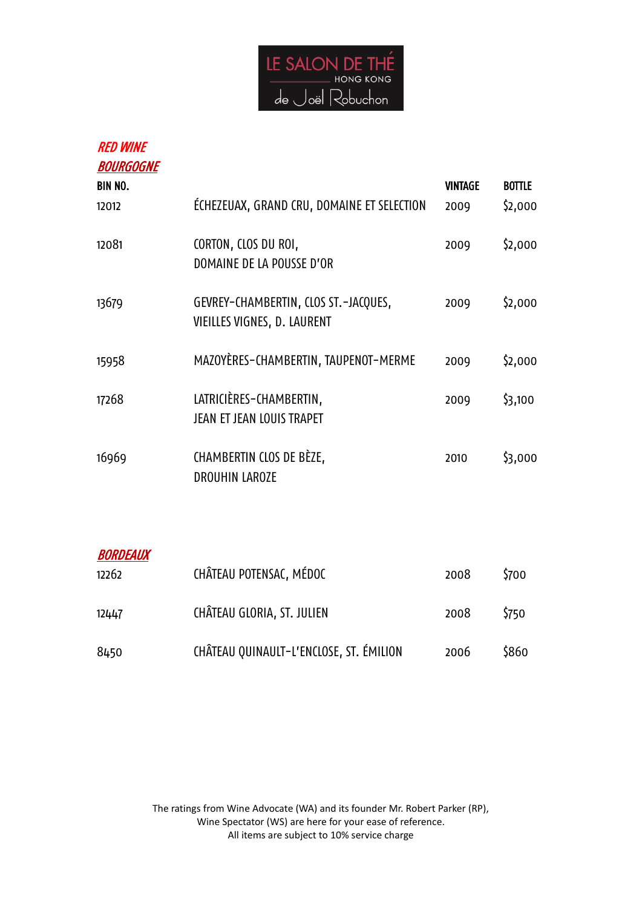# LE SALON DE THÉ HONG KONG de Joël Robuchon

## *RED WINE*

### *BOURGOGNE*

| BIN NO. | | VINTAGE | BOTTLE |
|---|---|---|---|
| 12012 | ÉCHEZEUAX, GRAND CRU, DOMAINE ET SELECTION | 2009 | $2,000 |
| 12081 | CORTON, CLOS DU ROI, DOMAINE DE LA POUSSE D'OR | 2009 | $2,000 |
| 13679 | GEVREY-CHAMBERTIN, CLOS ST.-JACQUES, VIEILLES VIGNES, D. LAURENT | 2009 | $2,000 |
| 15958 | MAZOYÈRES-CHAMBERTIN, TAUPENOT-MERME | 2009 | $2,000 |
| 17268 | LATRICIÈRES-CHAMBERTIN, JEAN ET JEAN LOUIS TRAPET | 2009 | $3,100 |
| 16969 | CHAMBERTIN CLOS DE BÈZE, DROUHIN LAROZE | 2010 | $3,000 |

### *BORDEAUX*

| BIN NO. | | VINTAGE | BOTTLE |
|---|---|---|---|
| 12262 | CHÂTEAU POTENSAC, MÉDOC | 2008 | $700 |
| 12447 | CHÂTEAU GLORIA, ST. JULIEN | 2008 | $750 |
| 8450 | CHÂTEAU QUINAULT-L'ENCLOSE, ST. ÉMILION | 2006 | $860 |

The ratings from Wine Advocate (WA) and its founder Mr. Robert Parker (RP), Wine Spectator (WS) are here for your ease of reference.
All items are subject to 10% service charge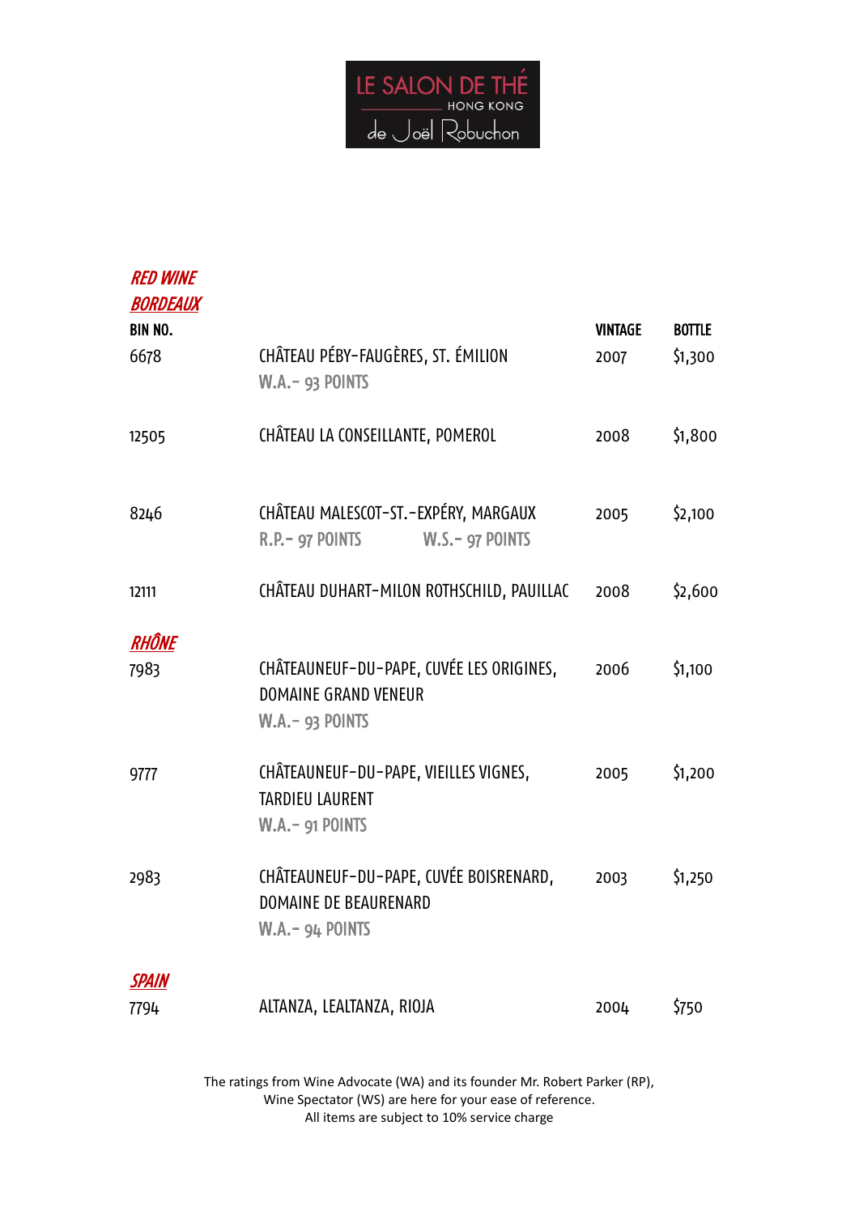LE SALON DE THÉ
HONG KONG
de Joël Robuchon

## RED WINE

### BORDEAUX

| BIN NO. | | VINTAGE | BOTTLE |
|---|---|---|---|
| 6678 | CHÂTEAU PÉBY-FAUGÈRES, ST. ÉMILION<br>W.A.- 93 POINTS | 2007 | $1,300 |
| 12505 | CHÂTEAU LA CONSEILLANTE, POMEROL | 2008 | $1,800 |
| 8246 | CHÂTEAU MALESCOT-ST.-EXPÉRY, MARGAUX<br>R.P.- 97 POINTS W.S.- 97 POINTS | 2005 | $2,100 |
| 12111 | CHÂTEAU DUHART-MILON ROTHSCHILD, PAUILLAC | 2008 | $2,600 |

### RHÔNE

| BIN NO. | | VINTAGE | BOTTLE |
|---|---|---|---|
| 7983 | CHÂTEAUNEUF-DU-PAPE, CUVÉE LES ORIGINES, DOMAINE GRAND VENEUR<br>W.A.- 93 POINTS | 2006 | $1,100 |
| 9777 | CHÂTEAUNEUF-DU-PAPE, VIEILLES VIGNES, TARDIEU LAURENT<br>W.A.- 91 POINTS | 2005 | $1,200 |
| 2983 | CHÂTEAUNEUF-DU-PAPE, CUVÉE BOISRENARD, DOMAINE DE BEAURENARD<br>W.A.- 94 POINTS | 2003 | $1,250 |

### SPAIN

| BIN NO. | | VINTAGE | BOTTLE |
|---|---|---|---|
| 7794 | ALTANZA, LEALTANZA, RIOJA | 2004 | $750 |

The ratings from Wine Advocate (WA) and its founder Mr. Robert Parker (RP), Wine Spectator (WS) are here for your ease of reference.
All items are subject to 10% service charge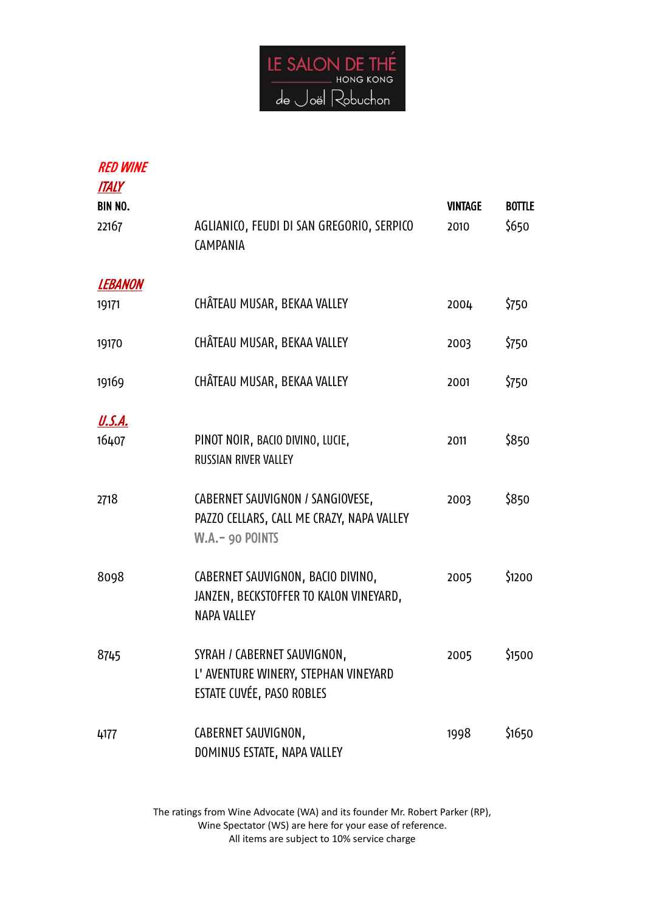LE SALON DE THÉ
HONG KONG
de Joël Robuchon

## *RED WINE*

### *ITALY*

| BIN NO. | | VINTAGE | BOTTLE |
|---|---|---|---|
| 22167 | AGLIANICO, FEUDI DI SAN GREGORIO, SERPICO CAMPANIA | 2010 | $650 |

### *LEBANON*

| BIN NO. | | VINTAGE | BOTTLE |
|---|---|---|---|
| 19171 | CHÂTEAU MUSAR, BEKAA VALLEY | 2004 | $750 |
| 19170 | CHÂTEAU MUSAR, BEKAA VALLEY | 2003 | $750 |
| 19169 | CHÂTEAU MUSAR, BEKAA VALLEY | 2001 | $750 |

### *U.S.A.*

| BIN NO. | | VINTAGE | BOTTLE |
|---|---|---|---|
| 16407 | PINOT NOIR, BACIO DIVINO, LUCIE, RUSSIAN RIVER VALLEY | 2011 | $850 |
| 2718 | CABERNET SAUVIGNON / SANGIOVESE, PAZZO CELLARS, CALL ME CRAZY, NAPA VALLEY W.A.- 90 POINTS | 2003 | $850 |
| 8098 | CABERNET SAUVIGNON, BACIO DIVINO, JANZEN, BECKSTOFFER TO KALON VINEYARD, NAPA VALLEY | 2005 | $1200 |
| 8745 | SYRAH / CABERNET SAUVIGNON, L' AVENTURE WINERY, STEPHAN VINEYARD ESTATE CUVÉE, PASO ROBLES | 2005 | $1500 |
| 4177 | CABERNET SAUVIGNON, DOMINUS ESTATE, NAPA VALLEY | 1998 | $1650 |

The ratings from Wine Advocate (WA) and its founder Mr. Robert Parker (RP), Wine Spectator (WS) are here for your ease of reference.
All items are subject to 10% service charge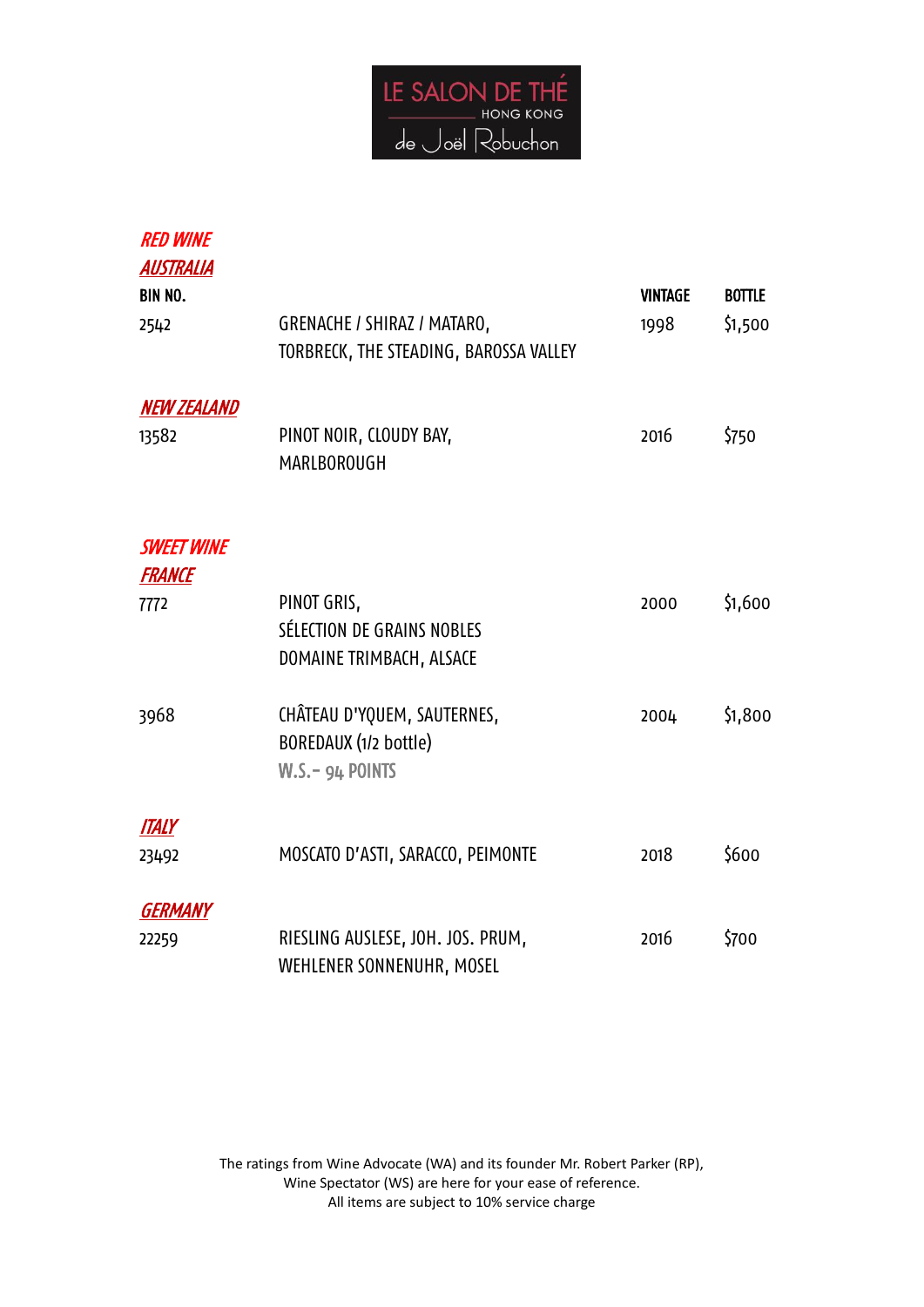LE SALON DE THÉ
HONG KONG
de Joël Robuchon

## ***RED WINE***

### ***AUSTRALIA***

| BIN NO. | | VINTAGE | BOTTLE |
|---|---|---|---|
| 2542 | GRENACHE / SHIRAZ / MATARO, TORBRECK, THE STEADING, BAROSSA VALLEY | 1998 | $1,500 |

### ***NEW ZEALAND***

| | | | |
|---|---|---|---|
| 13582 | PINOT NOIR, CLOUDY BAY, MARLBOROUGH | 2016 | $750 |

## ***SWEET WINE***

### ***FRANCE***

| | | | |
|---|---|---|---|
| 7772 | PINOT GRIS, SÉLECTION DE GRAINS NOBLES DOMAINE TRIMBACH, ALSACE | 2000 | $1,600 |
| 3968 | CHÂTEAU D'YQUEM, SAUTERNES, BOREDAUX (1/2 bottle) W.S.- 94 POINTS | 2004 | $1,800 |

### ***ITALY***

| | | | |
|---|---|---|---|
| 23492 | MOSCATO D'ASTI, SARACCO, PEIMONTE | 2018 | $600 |

### ***GERMANY***

| | | | |
|---|---|---|---|
| 22259 | RIESLING AUSLESE, JOH. JOS. PRUM, WEHLENER SONNENUHR, MOSEL | 2016 | $700 |

The ratings from Wine Advocate (WA) and its founder Mr. Robert Parker (RP), Wine Spectator (WS) are here for your ease of reference.
All items are subject to 10% service charge